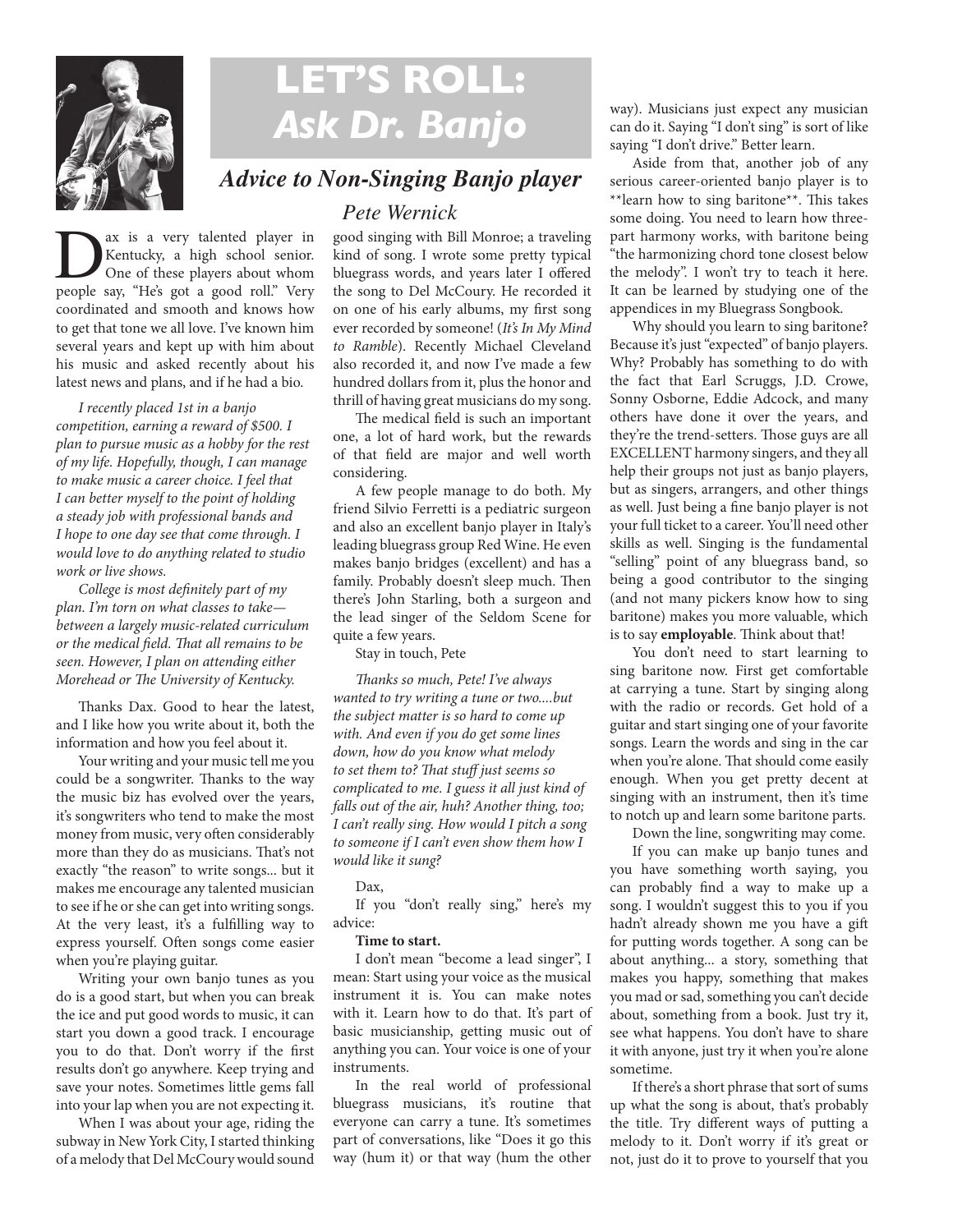# LET'S ROLL: *Ask Dr. Banjo*

## *Advice to Non-Singing Banjo player*

*Pete Wernick*

Dax is a very talented player in Kentucky, a high school senior. One of these players about whom people say, "He's got a good roll." Very coordinated and smooth and knows how to get that tone we all love. I've known him several years and kept up with him about his music and asked recently about his latest news and plans, and if he had a bio.

*I recently placed 1st in a banjo competition, earning a reward of $500. I plan to pursue music as a hobby for the rest of my life. Hopefully, though, I can manage to make music a career choice. I feel that I can better myself to the point of holding a steady job with professional bands and I hope to one day see that come through. I would love to do anything related to studio work or live shows.*

*College is most definitely part of my plan. I'm torn on what classes to take—between a largely music-related curriculum or the medical field. That all remains to be seen. However, I plan on attending either Morehead or The University of Kentucky.*

Thanks Dax. Good to hear the latest, and I like how you write about it, both the information and how you feel about it.

Your writing and your music tell me you could be a songwriter. Thanks to the way the music biz has evolved over the years, it's songwriters who tend to make the most money from music, very often considerably more than they do as musicians. That's not exactly "the reason" to write songs... but it makes me encourage any talented musician to see if he or she can get into writing songs. At the very least, it's a fulfilling way to express yourself. Often songs come easier when you're playing guitar.

Writing your own banjo tunes as you do is a good start, but when you can break the ice and put good words to music, it can start you down a good track. I encourage you to do that. Don't worry if the first results don't go anywhere. Keep trying and save your notes. Sometimes little gems fall into your lap when you are not expecting it.

When I was about your age, riding the subway in New York City, I started thinking of a melody that Del McCoury would sound good singing with Bill Monroe; a traveling kind of song. I wrote some pretty typical bluegrass words, and years later I offered the song to Del McCoury. He recorded it on one of his early albums, my first song ever recorded by someone! (*It's In My Mind to Ramble*). Recently Michael Cleveland also recorded it, and now I've made a few hundred dollars from it, plus the honor and thrill of having great musicians do my song.

The medical field is such an important one, a lot of hard work, but the rewards of that field are major and well worth considering.

A few people manage to do both. My friend Silvio Ferretti is a pediatric surgeon and also an excellent banjo player in Italy's leading bluegrass group Red Wine. He even makes banjo bridges (excellent) and has a family. Probably doesn't sleep much. Then there's John Starling, both a surgeon and the lead singer of the Seldom Scene for quite a few years.

Stay in touch, Pete

*Thanks so much, Pete! I've always wanted to try writing a tune or two....but the subject matter is so hard to come up with. And even if you do get some lines down, how do you know what melody to set them to? That stuff just seems so complicated to me. I guess it all just kind of falls out of the air, huh? Another thing, too; I can't really sing. How would I pitch a song to someone if I can't even show them how I would like it sung?*

Dax,

If you "don't really sing," here's my advice:

**Time to start.**

I don't mean "become a lead singer", I mean: Start using your voice as the musical instrument it is. You can make notes with it. Learn how to do that. It's part of basic musicianship, getting music out of anything you can. Your voice is one of your instruments.

In the real world of professional bluegrass musicians, it's routine that everyone can carry a tune. It's sometimes part of conversations, like "Does it go this way (hum it) or that way (hum the other way). Musicians just expect any musician can do it. Saying "I don't sing" is sort of like saying "I don't drive." Better learn.

Aside from that, another job of any serious career-oriented banjo player is to **learn how to sing baritone**. This takes some doing. You need to learn how three-part harmony works, with baritone being "the harmonizing chord tone closest below the melody". I won't try to teach it here. It can be learned by studying one of the appendices in my Bluegrass Songbook.

Why should you learn to sing baritone? Because it's just "expected" of banjo players. Why? Probably has something to do with the fact that Earl Scruggs, J.D. Crowe, Sonny Osborne, Eddie Adcock, and many others have done it over the years, and they're the trend-setters. Those guys are all EXCELLENT harmony singers, and they all help their groups not just as banjo players, but as singers, arrangers, and other things as well. Just being a fine banjo player is not your full ticket to a career. You'll need other skills as well. Singing is the fundamental "selling" point of any bluegrass band, so being a good contributor to the singing (and not many pickers know how to sing baritone) makes you more valuable, which is to say **employable**. Think about that!

You don't need to start learning to sing baritone now. First get comfortable at carrying a tune. Start by singing along with the radio or records. Get hold of a guitar and start singing one of your favorite songs. Learn the words and sing in the car when you're alone. That should come easily enough. When you get pretty decent at singing with an instrument, then it's time to notch up and learn some baritone parts.

Down the line, songwriting may come.

If you can make up banjo tunes and you have something worth saying, you can probably find a way to make up a song. I wouldn't suggest this to you if you hadn't already shown me you have a gift for putting words together. A song can be about anything... a story, something that makes you happy, something that makes you mad or sad, something you can't decide about, something from a book. Just try it, see what happens. You don't have to share it with anyone, just try it when you're alone sometime.

If there's a short phrase that sort of sums up what the song is about, that's probably the title. Try different ways of putting a melody to it. Don't worry if it's great or not, just do it to prove to yourself that you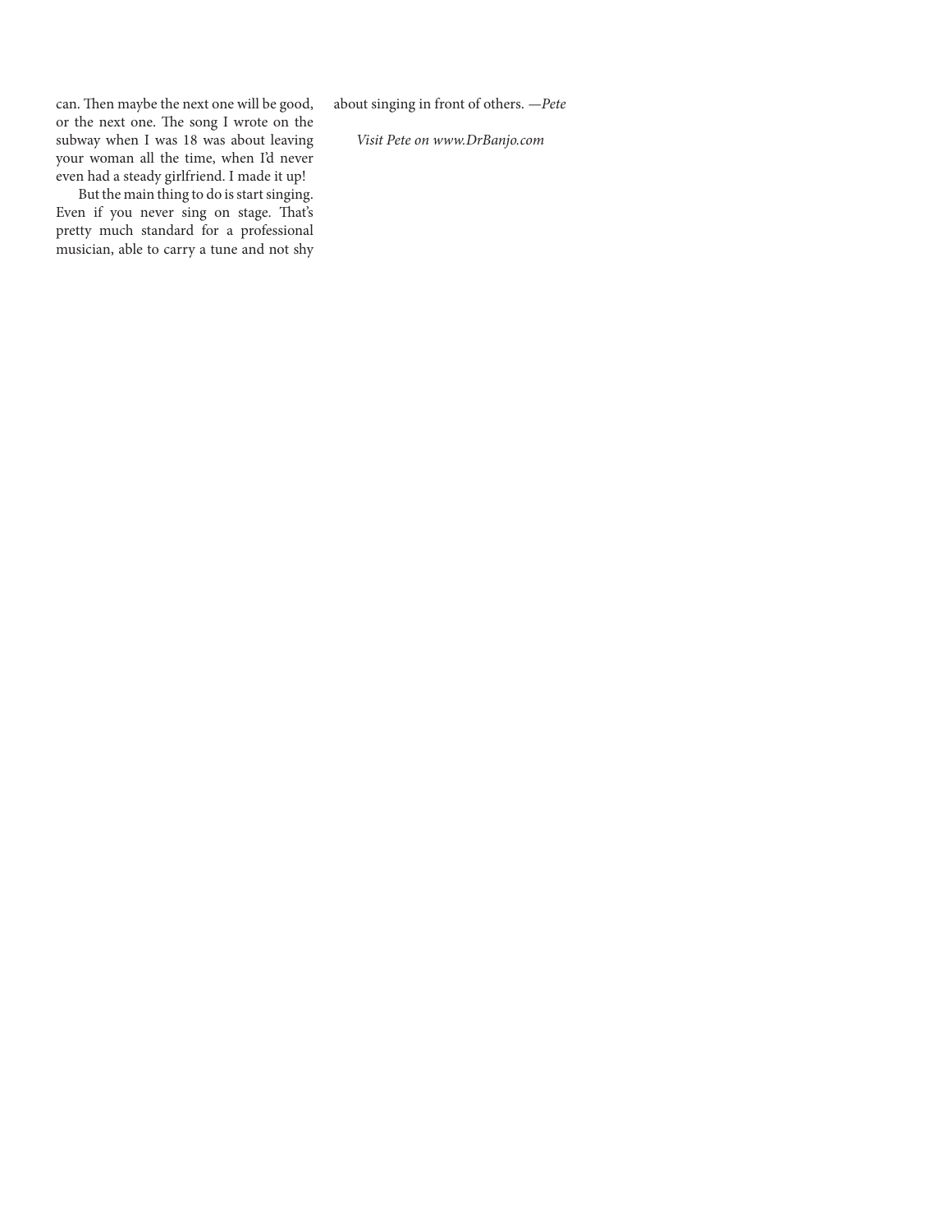can. Then maybe the next one will be good, or the next one. The song I wrote on the subway when I was 18 was about leaving your woman all the time, when I'd never even had a steady girlfriend. I made it up!

But the main thing to do is start singing. Even if you never sing on stage. That's pretty much standard for a professional musician, able to carry a tune and not shy about singing in front of others. —*Pete*

*Visit Pete on www.DrBanjo.com*